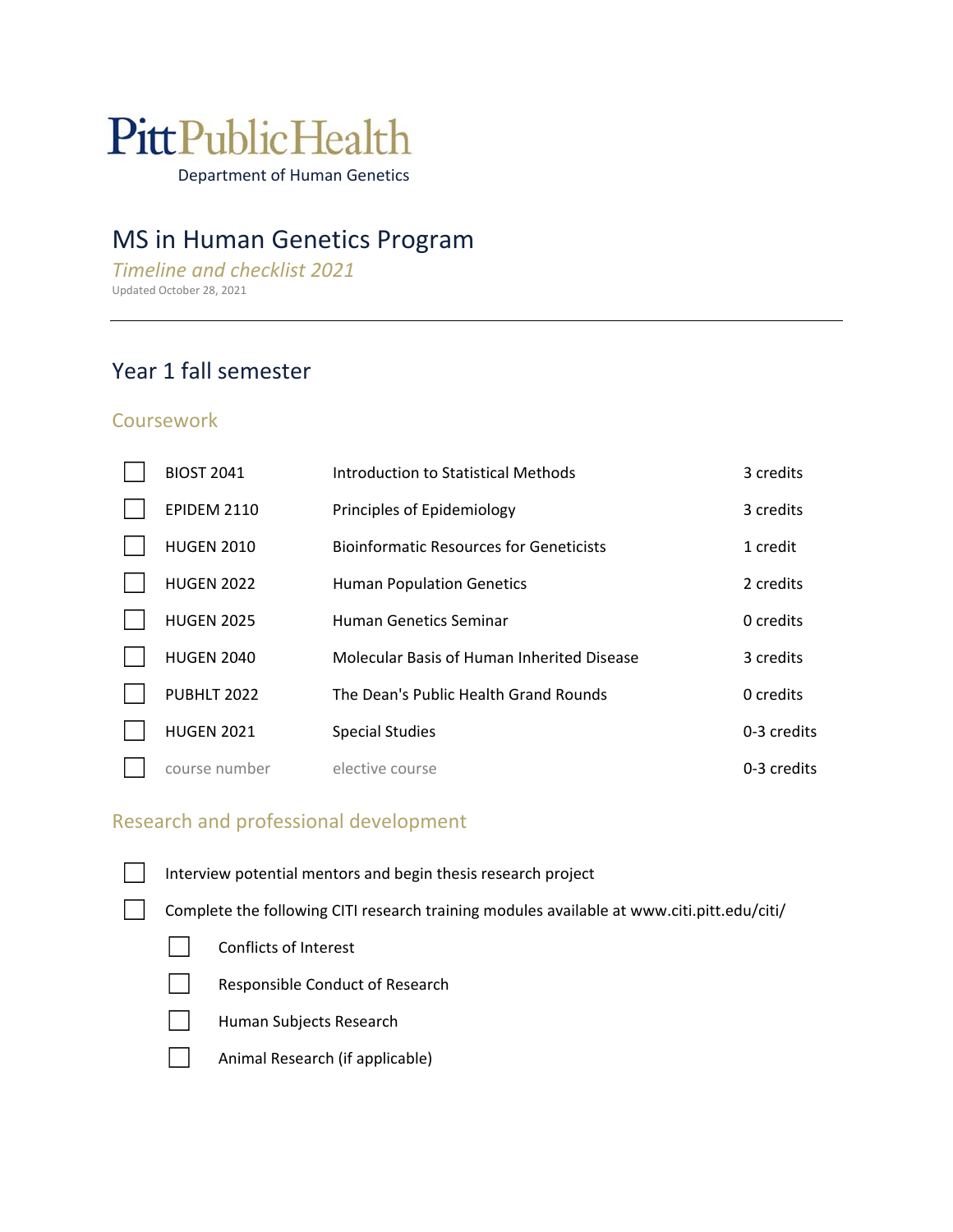PittPublicHealth
Department of Human Genetics

# MS in Human Genetics Program

*Timeline and checklist 2021*

Updated October 28, 2021

---

## Year 1 fall semester

### Coursework

| | Course | Title | Credits |
|---|---|---|---|
| ☐ | BIOST 2041 | Introduction to Statistical Methods | 3 credits |
| ☐ | EPIDEM 2110 | Principles of Epidemiology | 3 credits |
| ☐ | HUGEN 2010 | Bioinformatic Resources for Geneticists | 1 credit |
| ☐ | HUGEN 2022 | Human Population Genetics | 2 credits |
| ☐ | HUGEN 2025 | Human Genetics Seminar | 0 credits |
| ☐ | HUGEN 2040 | Molecular Basis of Human Inherited Disease | 3 credits |
| ☐ | PUBHLT 2022 | The Dean's Public Health Grand Rounds | 0 credits |
| ☐ | HUGEN 2021 | Special Studies | 0-3 credits |
| ☐ | course number | elective course | 0-3 credits |

### Research and professional development

- ☐ Interview potential mentors and begin thesis research project
- ☐ Complete the following CITI research training modules available at www.citi.pitt.edu/citi/
  - ☐ Conflicts of Interest
  - ☐ Responsible Conduct of Research
  - ☐ Human Subjects Research
  - ☐ Animal Research (if applicable)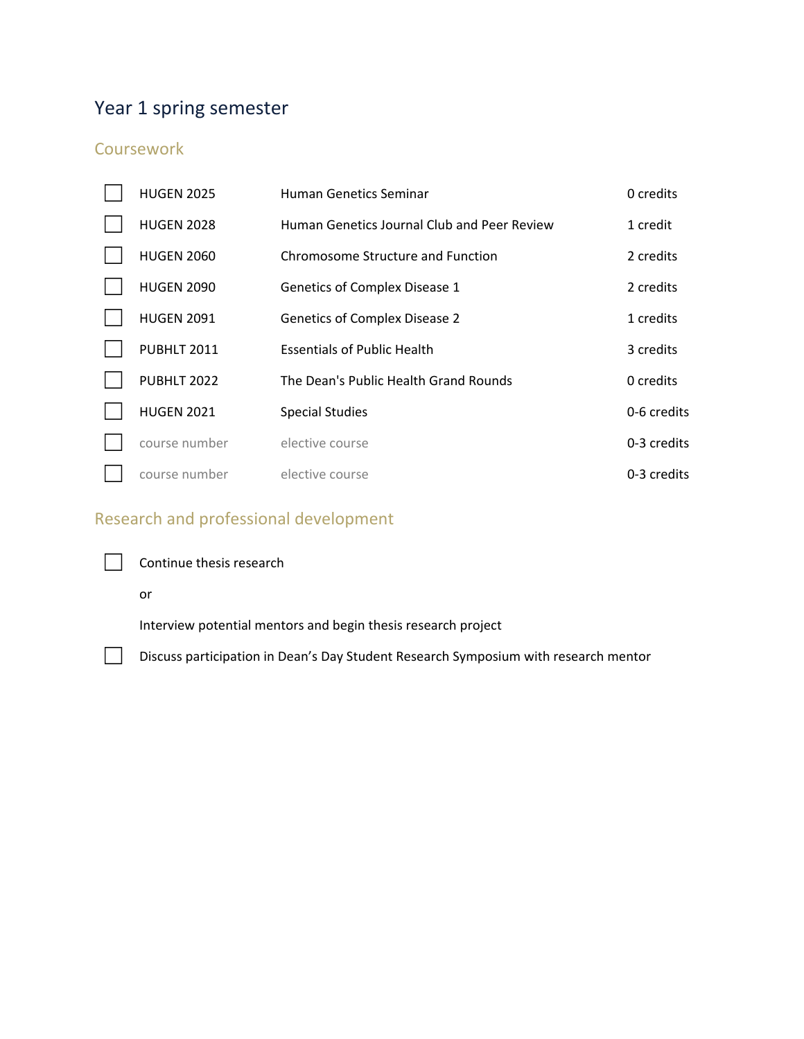## Year 1 spring semester

### Coursework

| | Course | Title | Credits |
|---|---|---|---|
| ☐ | HUGEN 2025 | Human Genetics Seminar | 0 credits |
| ☐ | HUGEN 2028 | Human Genetics Journal Club and Peer Review | 1 credit |
| ☐ | HUGEN 2060 | Chromosome Structure and Function | 2 credits |
| ☐ | HUGEN 2090 | Genetics of Complex Disease 1 | 2 credits |
| ☐ | HUGEN 2091 | Genetics of Complex Disease 2 | 1 credits |
| ☐ | PUBHLT 2011 | Essentials of Public Health | 3 credits |
| ☐ | PUBHLT 2022 | The Dean's Public Health Grand Rounds | 0 credits |
| ☐ | HUGEN 2021 | Special Studies | 0-6 credits |
| ☐ | course number | elective course | 0-3 credits |
| ☐ | course number | elective course | 0-3 credits |

### Research and professional development

- ☐ Continue thesis research

  or

  Interview potential mentors and begin thesis research project
- ☐ Discuss participation in Dean's Day Student Research Symposium with research mentor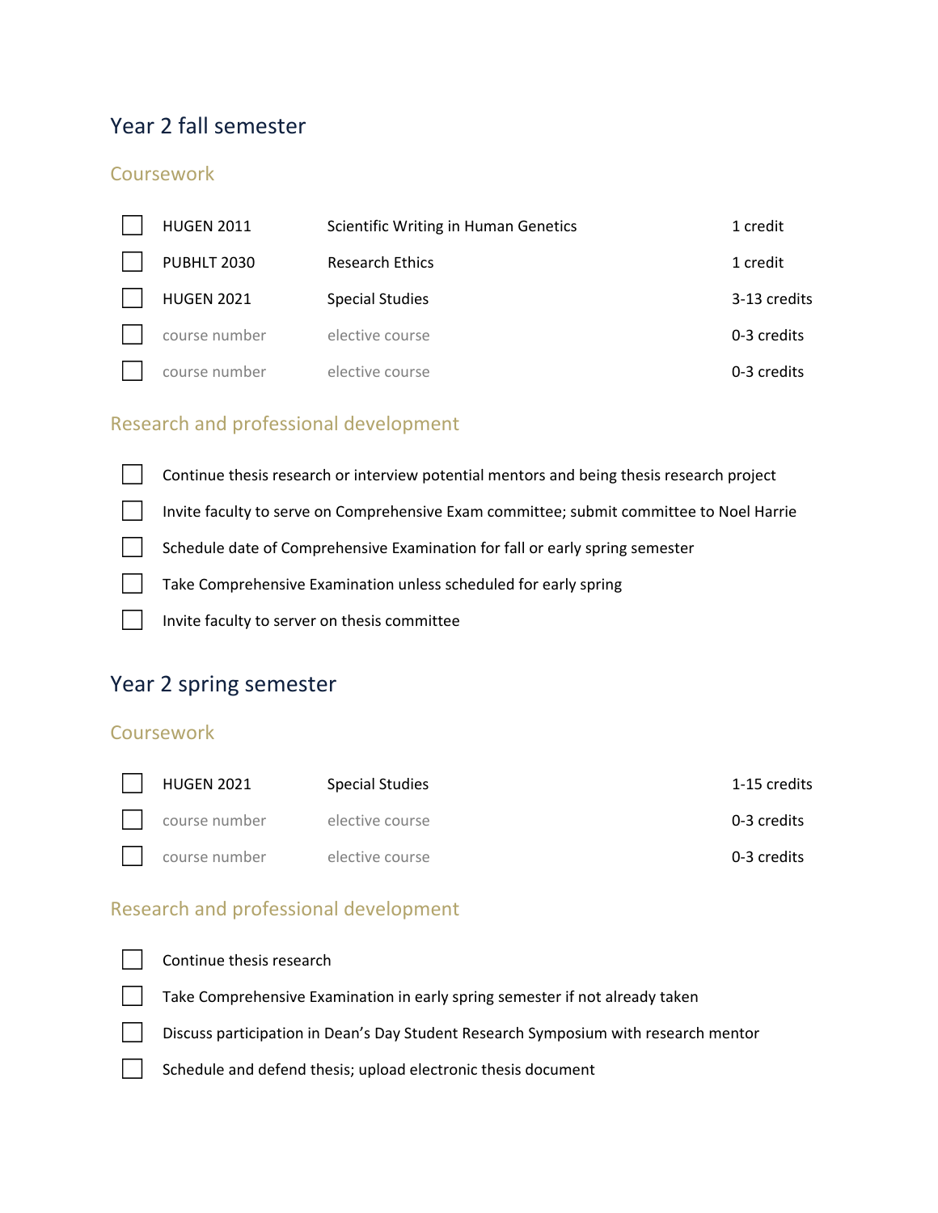## Year 2 fall semester

### Coursework

| | | | |
|---|---|---|---|
| ☐ | HUGEN 2011 | Scientific Writing in Human Genetics | 1 credit |
| ☐ | PUBHLT 2030 | Research Ethics | 1 credit |
| ☐ | HUGEN 2021 | Special Studies | 3-13 credits |
| ☐ | course number | elective course | 0-3 credits |
| ☐ | course number | elective course | 0-3 credits |

### Research and professional development

- ☐ Continue thesis research or interview potential mentors and being thesis research project
- ☐ Invite faculty to serve on Comprehensive Exam committee; submit committee to Noel Harrie
- ☐ Schedule date of Comprehensive Examination for fall or early spring semester
- ☐ Take Comprehensive Examination unless scheduled for early spring
- ☐ Invite faculty to server on thesis committee

## Year 2 spring semester

### Coursework

| | | | |
|---|---|---|---|
| ☐ | HUGEN 2021 | Special Studies | 1-15 credits |
| ☐ | course number | elective course | 0-3 credits |
| ☐ | course number | elective course | 0-3 credits |

### Research and professional development

- ☐ Continue thesis research
- ☐ Take Comprehensive Examination in early spring semester if not already taken
- ☐ Discuss participation in Dean's Day Student Research Symposium with research mentor
- ☐ Schedule and defend thesis; upload electronic thesis document